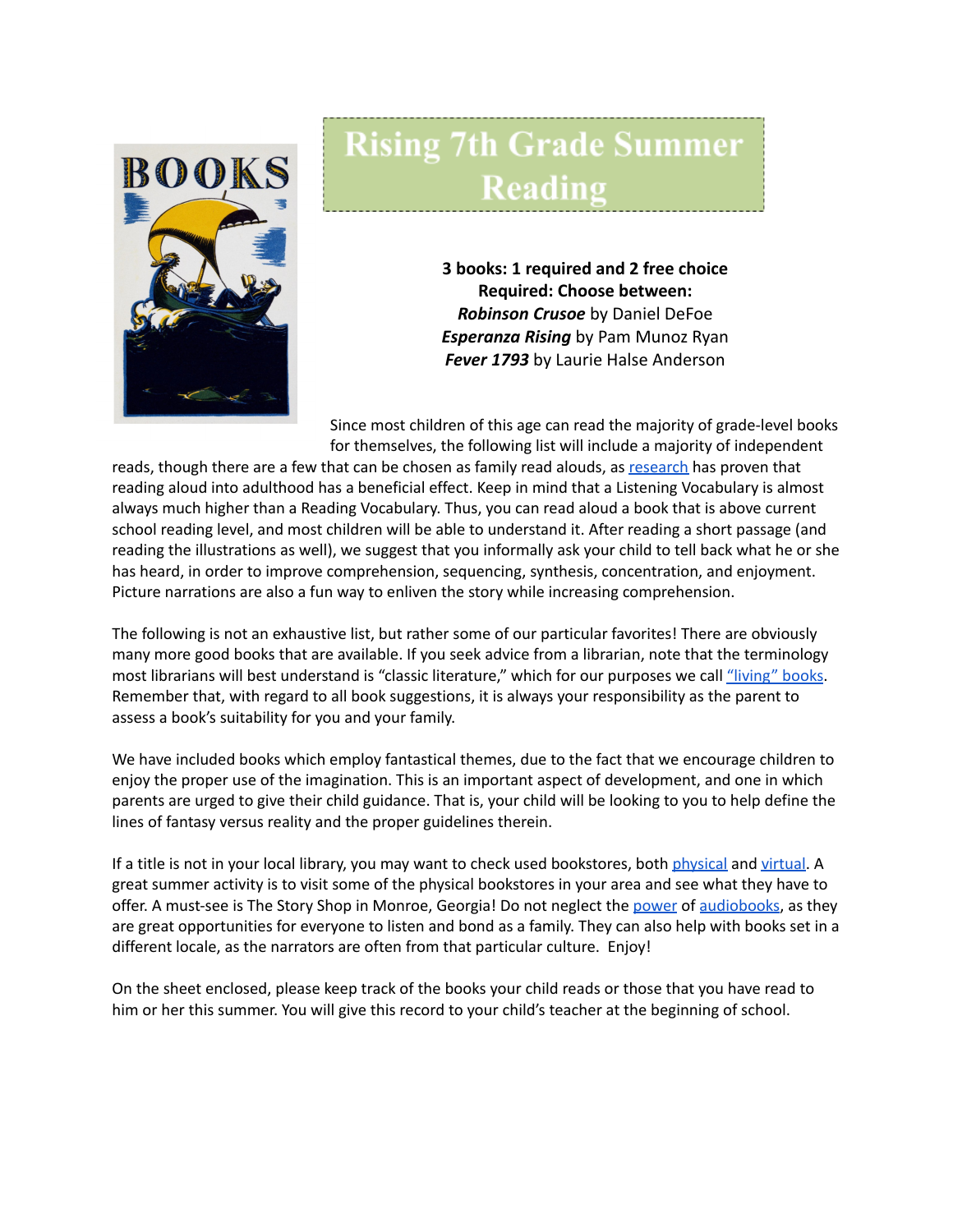# Rising 7th Grade Summer Reading

**3 books: 1 required and 2 free choice**

**Required: Choose between:**

***Robinson Crusoe*** by Daniel DeFoe

***Esperanza Rising*** by Pam Munoz Ryan

***Fever 1793*** by Laurie Halse Anderson

Since most children of this age can read the majority of grade-level books for themselves, the following list will include a majority of independent reads, though there are a few that can be chosen as family read alouds, as research has proven that reading aloud into adulthood has a beneficial effect. Keep in mind that a Listening Vocabulary is almost always much higher than a Reading Vocabulary. Thus, you can read aloud a book that is above current school reading level, and most children will be able to understand it. After reading a short passage (and reading the illustrations as well), we suggest that you informally ask your child to tell back what he or she has heard, in order to improve comprehension, sequencing, synthesis, concentration, and enjoyment. Picture narrations are also a fun way to enliven the story while increasing comprehension.

The following is not an exhaustive list, but rather some of our particular favorites! There are obviously many more good books that are available. If you seek advice from a librarian, note that the terminology most librarians will best understand is "classic literature," which for our purposes we call "living" books. Remember that, with regard to all book suggestions, it is always your responsibility as the parent to assess a book's suitability for you and your family.

We have included books which employ fantastical themes, due to the fact that we encourage children to enjoy the proper use of the imagination. This is an important aspect of development, and one in which parents are urged to give their child guidance. That is, your child will be looking to you to help define the lines of fantasy versus reality and the proper guidelines therein.

If a title is not in your local library, you may want to check used bookstores, both physical and virtual. A great summer activity is to visit some of the physical bookstores in your area and see what they have to offer. A must-see is The Story Shop in Monroe, Georgia! Do not neglect the power of audiobooks, as they are great opportunities for everyone to listen and bond as a family. They can also help with books set in a different locale, as the narrators are often from that particular culture. Enjoy!

On the sheet enclosed, please keep track of the books your child reads or those that you have read to him or her this summer. You will give this record to your child's teacher at the beginning of school.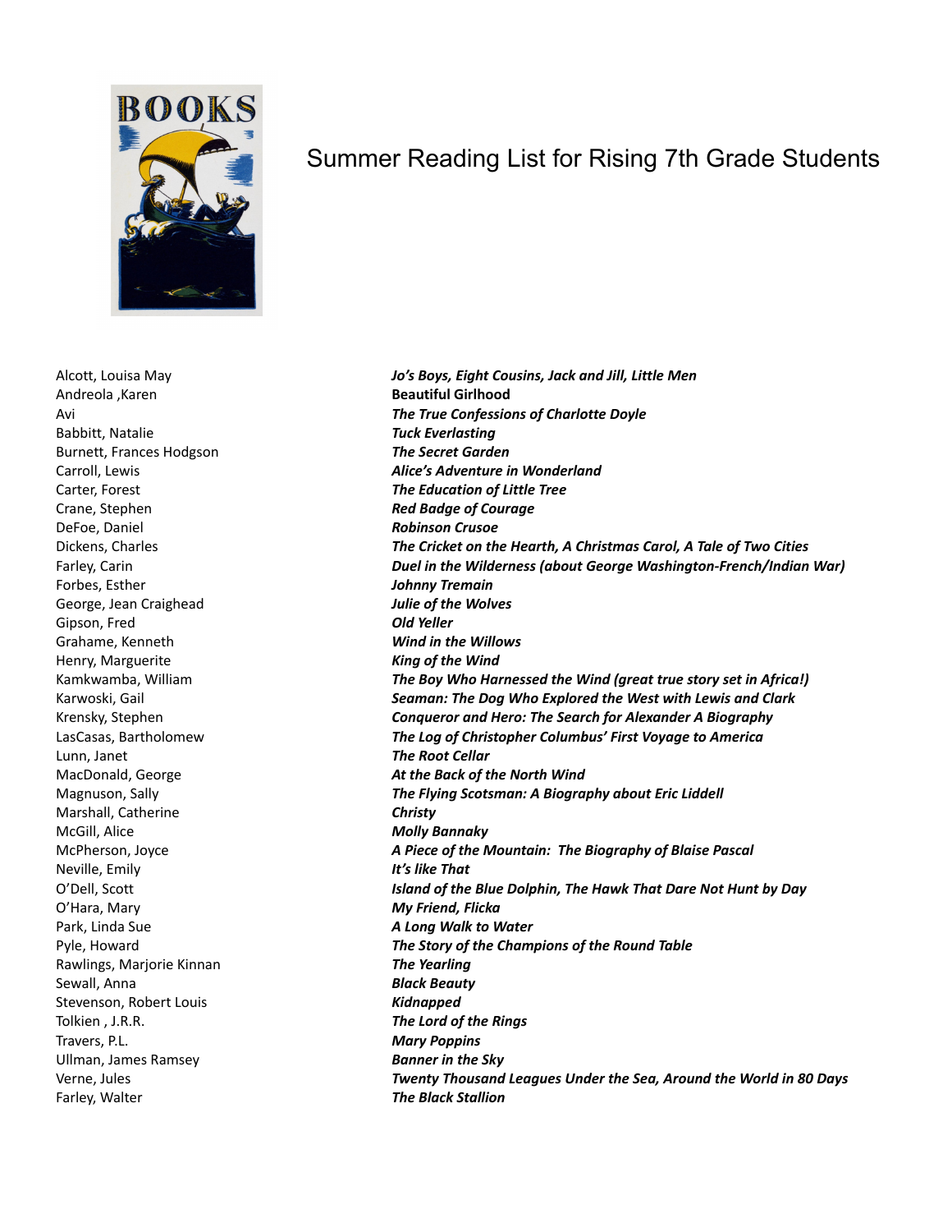# Summer Reading List for Rising 7th Grade Students

| | |
|---|---|
| Alcott, Louisa May | ***Jo's Boys, Eight Cousins, Jack and Jill, Little Men*** |
| Andreola ,Karen | **Beautiful Girlhood** |
| Avi | ***The True Confessions of Charlotte Doyle*** |
| Babbitt, Natalie | ***Tuck Everlasting*** |
| Burnett, Frances Hodgson | ***The Secret Garden*** |
| Carroll, Lewis | ***Alice's Adventure in Wonderland*** |
| Carter, Forest | ***The Education of Little Tree*** |
| Crane, Stephen | ***Red Badge of Courage*** |
| DeFoe, Daniel | ***Robinson Crusoe*** |
| Dickens, Charles | ***The Cricket on the Hearth, A Christmas Carol, A Tale of Two Cities*** |
| Farley, Carin | ***Duel in the Wilderness (about George Washington-French/Indian War)*** |
| Forbes, Esther | ***Johnny Tremain*** |
| George, Jean Craighead | ***Julie of the Wolves*** |
| Gipson, Fred | ***Old Yeller*** |
| Grahame, Kenneth | ***Wind in the Willows*** |
| Henry, Marguerite | ***King of the Wind*** |
| Kamkwamba, William | ***The Boy Who Harnessed the Wind (great true story set in Africa!)*** |
| Karwoski, Gail | ***Seaman: The Dog Who Explored the West with Lewis and Clark*** |
| Krensky, Stephen | ***Conqueror and Hero: The Search for Alexander A Biography*** |
| LasCasas, Bartholomew | ***The Log of Christopher Columbus' First Voyage to America*** |
| Lunn, Janet | ***The Root Cellar*** |
| MacDonald, George | ***At the Back of the North Wind*** |
| Magnuson, Sally | ***The Flying Scotsman: A Biography about Eric Liddell*** |
| Marshall, Catherine | ***Christy*** |
| McGill, Alice | ***Molly Bannaky*** |
| McPherson, Joyce | ***A Piece of the Mountain: The Biography of Blaise Pascal*** |
| Neville, Emily | ***It's like That*** |
| O'Dell, Scott | ***Island of the Blue Dolphin, The Hawk That Dare Not Hunt by Day*** |
| O'Hara, Mary | ***My Friend, Flicka*** |
| Park, Linda Sue | ***A Long Walk to Water*** |
| Pyle, Howard | ***The Story of the Champions of the Round Table*** |
| Rawlings, Marjorie Kinnan | ***The Yearling*** |
| Sewall, Anna | ***Black Beauty*** |
| Stevenson, Robert Louis | ***Kidnapped*** |
| Tolkien , J.R.R. | ***The Lord of the Rings*** |
| Travers, P.L. | ***Mary Poppins*** |
| Ullman, James Ramsey | ***Banner in the Sky*** |
| Verne, Jules | ***Twenty Thousand Leagues Under the Sea, Around the World in 80 Days*** |
| Farley, Walter | ***The Black Stallion*** |